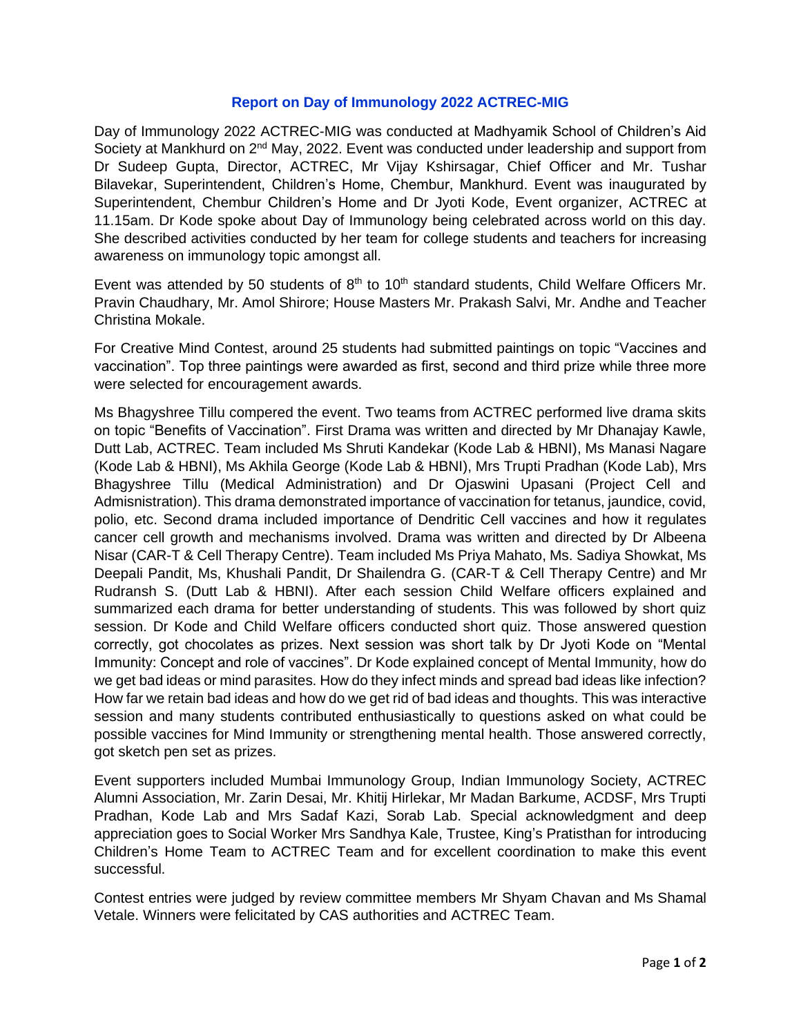# Report on Day of Immunology 2022 ACTREC-MIG

Day of Immunology 2022 ACTREC-MIG was conducted at Madhyamik School of Children's Aid Society at Mankhurd on 2nd May, 2022. Event was conducted under leadership and support from Dr Sudeep Gupta, Director, ACTREC, Mr Vijay Kshirsagar, Chief Officer and Mr. Tushar Bilavekar, Superintendent, Children's Home, Chembur, Mankhurd. Event was inaugurated by Superintendent, Chembur Children's Home and Dr Jyoti Kode, Event organizer, ACTREC at 11.15am. Dr Kode spoke about Day of Immunology being celebrated across world on this day. She described activities conducted by her team for college students and teachers for increasing awareness on immunology topic amongst all.

Event was attended by 50 students of 8th to 10th standard students, Child Welfare Officers Mr. Pravin Chaudhary, Mr. Amol Shirore; House Masters Mr. Prakash Salvi, Mr. Andhe and Teacher Christina Mokale.

For Creative Mind Contest, around 25 students had submitted paintings on topic "Vaccines and vaccination". Top three paintings were awarded as first, second and third prize while three more were selected for encouragement awards.

Ms Bhagyshree Tillu compered the event. Two teams from ACTREC performed live drama skits on topic "Benefits of Vaccination". First Drama was written and directed by Mr Dhanajay Kawle, Dutt Lab, ACTREC. Team included Ms Shruti Kandekar (Kode Lab & HBNI), Ms Manasi Nagare (Kode Lab & HBNI), Ms Akhila George (Kode Lab & HBNI), Mrs Trupti Pradhan (Kode Lab), Mrs Bhagyshree Tillu (Medical Administration) and Dr Ojaswini Upasani (Project Cell and Admisnistration). This drama demonstrated importance of vaccination for tetanus, jaundice, covid, polio, etc. Second drama included importance of Dendritic Cell vaccines and how it regulates cancer cell growth and mechanisms involved. Drama was written and directed by Dr Albeena Nisar (CAR-T & Cell Therapy Centre). Team included Ms Priya Mahato, Ms. Sadiya Showkat, Ms Deepali Pandit, Ms, Khushali Pandit, Dr Shailendra G. (CAR-T & Cell Therapy Centre) and Mr Rudransh S. (Dutt Lab & HBNI). After each session Child Welfare officers explained and summarized each drama for better understanding of students. This was followed by short quiz session. Dr Kode and Child Welfare officers conducted short quiz. Those answered question correctly, got chocolates as prizes. Next session was short talk by Dr Jyoti Kode on "Mental Immunity: Concept and role of vaccines". Dr Kode explained concept of Mental Immunity, how do we get bad ideas or mind parasites. How do they infect minds and spread bad ideas like infection? How far we retain bad ideas and how do we get rid of bad ideas and thoughts. This was interactive session and many students contributed enthusiastically to questions asked on what could be possible vaccines for Mind Immunity or strengthening mental health. Those answered correctly, got sketch pen set as prizes.

Event supporters included Mumbai Immunology Group, Indian Immunology Society, ACTREC Alumni Association, Mr. Zarin Desai, Mr. Khitij Hirlekar, Mr Madan Barkume, ACDSF, Mrs Trupti Pradhan, Kode Lab and Mrs Sadaf Kazi, Sorab Lab. Special acknowledgment and deep appreciation goes to Social Worker Mrs Sandhya Kale, Trustee, King's Pratisthan for introducing Children's Home Team to ACTREC Team and for excellent coordination to make this event successful.

Contest entries were judged by review committee members Mr Shyam Chavan and Ms Shamal Vetale. Winners were felicitated by CAS authorities and ACTREC Team.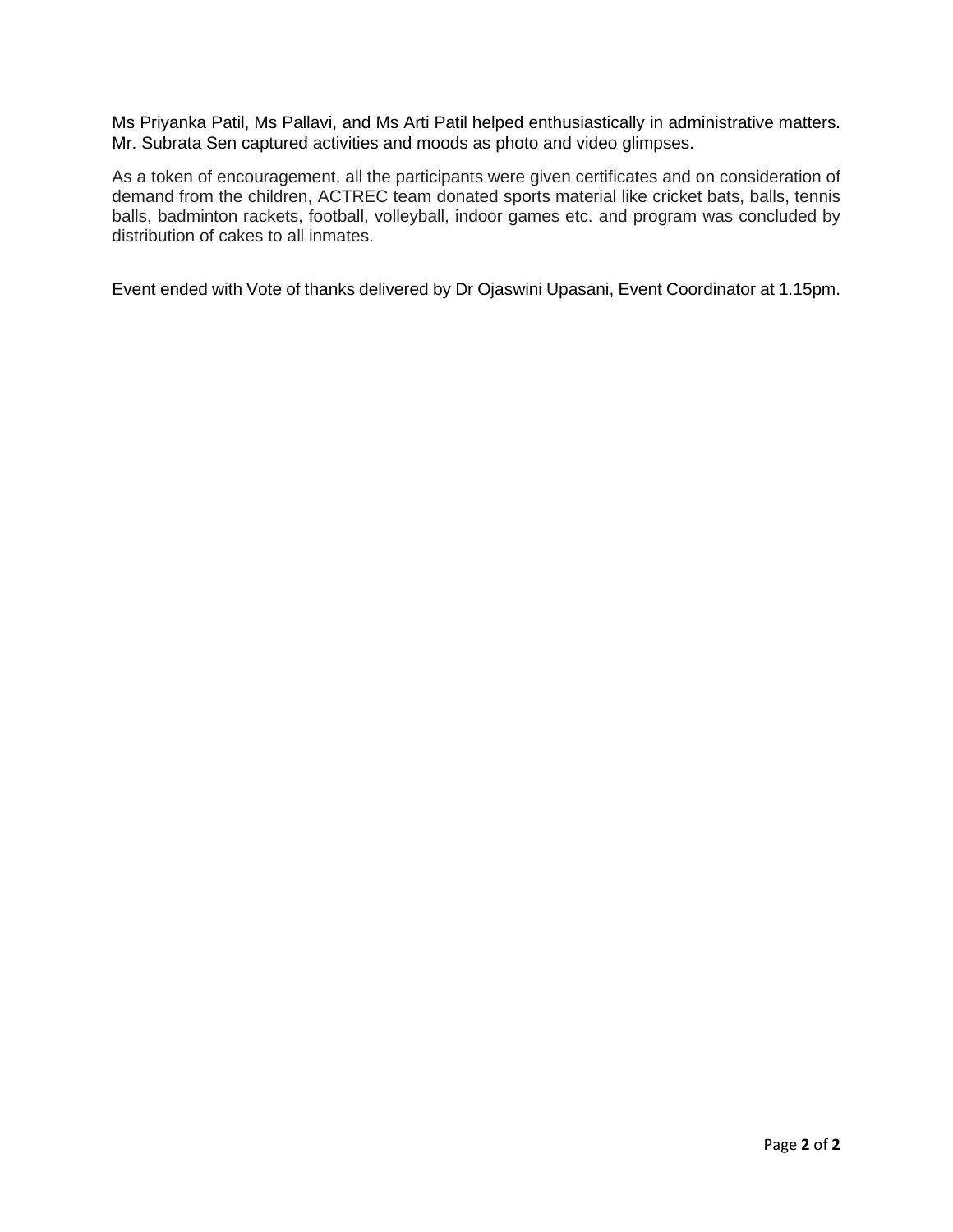Ms Priyanka Patil, Ms Pallavi, and Ms Arti Patil helped enthusiastically in administrative matters. Mr. Subrata Sen captured activities and moods as photo and video glimpses.

As a token of encouragement, all the participants were given certificates and on consideration of demand from the children, ACTREC team donated sports material like cricket bats, balls, tennis balls, badminton rackets, football, volleyball, indoor games etc. and program was concluded by distribution of cakes to all inmates.

Event ended with Vote of thanks delivered by Dr Ojaswini Upasani, Event Coordinator at 1.15pm.